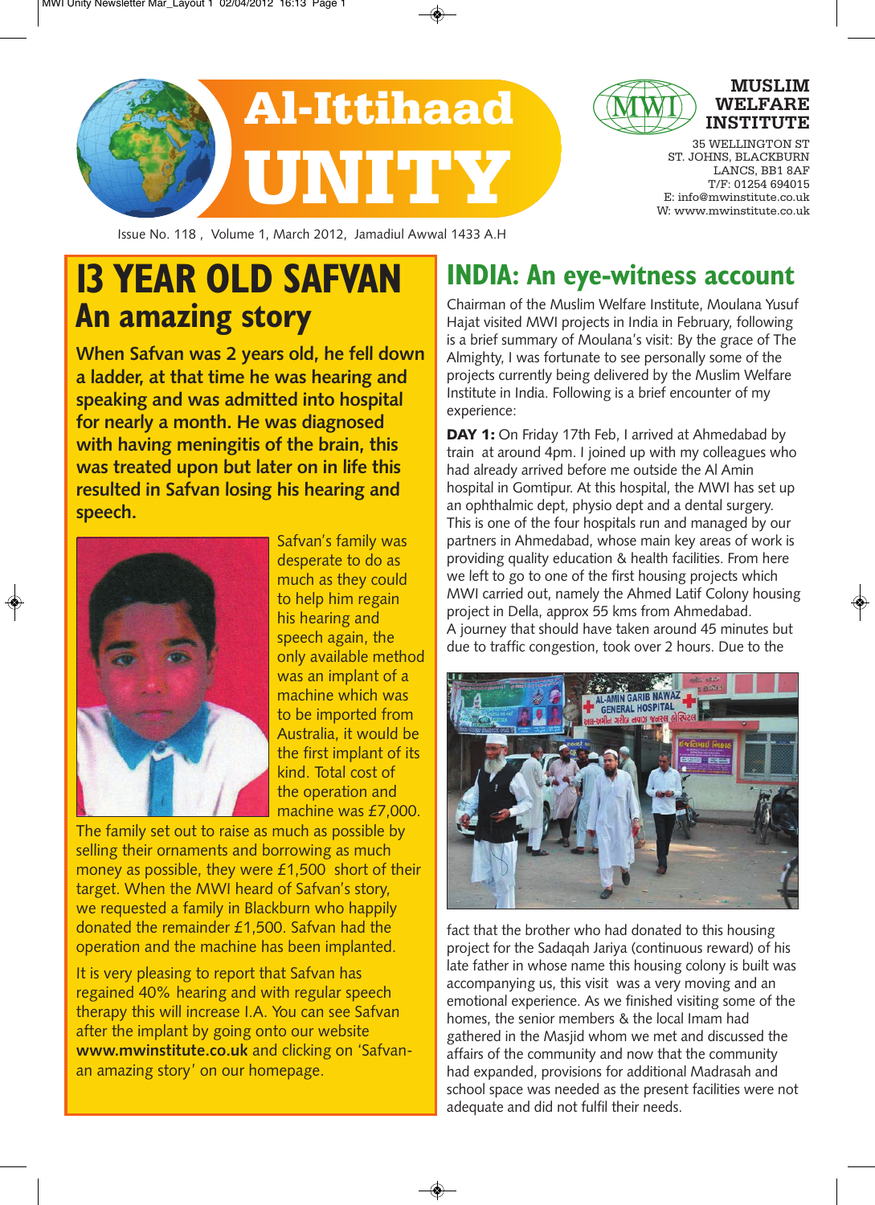# Al-Ittihaad UNITY

**MUSLIM WELFARE INSTITUTE**

35 WELLINGTON ST
ST. JOHNS, BLACKBURN
LANCS, BB1 8AF
T/F: 01254 694015
E: info@mwinstitute.co.uk
W: www.mwinstitute.co.uk

Issue No. 118 , Volume 1, March 2012, Jamadiul Awwal 1433 A.H

# 13 YEAR OLD SAFVAN

## An amazing story

**When Safvan was 2 years old, he fell down a ladder, at that time he was hearing and speaking and was admitted into hospital for nearly a month. He was diagnosed with having meningitis of the brain, this was treated upon but later on in life this resulted in Safvan losing his hearing and speech.**

Safvan's family was desperate to do as much as they could to help him regain his hearing and speech again, the only available method was an implant of a machine which was to be imported from Australia, it would be the first implant of its kind. Total cost of the operation and the machine was £7,000. The family set out to raise as much as possible by selling their ornaments and borrowing as much money as possible, they were £1,500 short of their target. When the MWI heard of Safvan's story, we requested a family in Blackburn who happily donated the remainder £1,500. Safvan had the operation and the machine has been implanted.

It is very pleasing to report that Safvan has regained 40% hearing and with regular speech therapy this will increase I.A. You can see Safvan after the implant by going onto our website **www.mwinstitute.co.uk** and clicking on 'Safvan-an amazing story' on our homepage.

# INDIA: An eye-witness account

Chairman of the Muslim Welfare Institute, Moulana Yusuf Hajat visited MWI projects in India in February, following is a brief summary of Moulana's visit: By the grace of The Almighty, I was fortunate to see personally some of the projects currently being delivered by the Muslim Welfare Institute in India. Following is a brief encounter of my experience:

**DAY 1:** On Friday 17th Feb, I arrived at Ahmedabad by train at around 4pm. I joined up with my colleagues who had already arrived before me outside the Al Amin hospital in Gomtipur. At this hospital, the MWI has set up an ophthalmic dept, physio dept and a dental surgery. This is one of the four hospitals run and managed by our partners in Ahmedabad, whose main key areas of work is providing quality education & health facilities. From here we left to go to one of the first housing projects which MWI carried out, namely the Ahmed Latif Colony housing project in Della, approx 55 kms from Ahmedabad. A journey that should have taken around 45 minutes but due to traffic congestion, took over 2 hours. Due to the fact that the brother who had donated to this housing project for the Sadaqah Jariya (continuous reward) of his late father in whose name this housing colony is built was accompanying us, this visit was a very moving and an emotional experience. As we finished visiting some of the homes, the senior members & the local Imam had gathered in the Masjid whom we met and discussed the affairs of the community and now that the community had expanded, provisions for additional Madrasah and school space was needed as the present facilities were not adequate and did not fulfil their needs.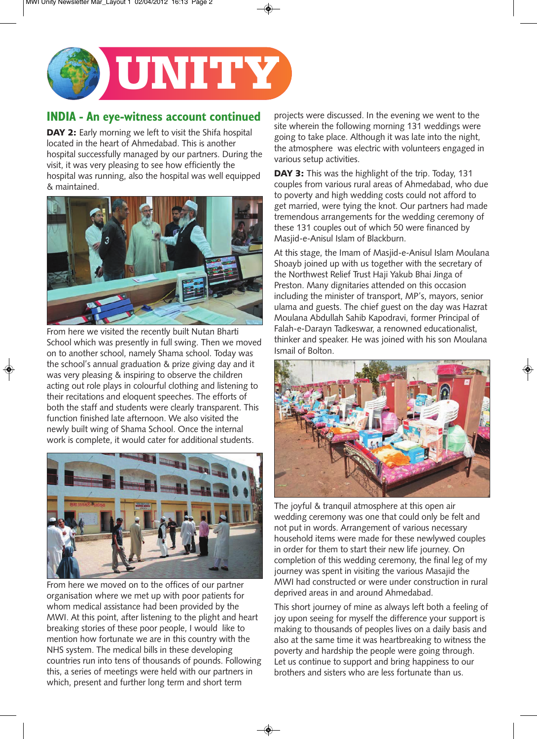# UNITY

## INDIA - An eye-witness account continued

**DAY 2:** Early morning we left to visit the Shifa hospital located in the heart of Ahmedabad. This is another hospital successfully managed by our partners. During the visit, it was very pleasing to see how efficiently the hospital was running, also the hospital was well equipped & maintained.

From here we visited the recently built Nutan Bharti School which was presently in full swing. Then we moved on to another school, namely Shama school. Today was the school's annual graduation & prize giving day and it was very pleasing & inspiring to observe the children acting out role plays in colourful clothing and listening to their recitations and eloquent speeches. The efforts of both the staff and students were clearly transparent. This function finished late afternoon. We also visited the newly built wing of Shama School. Once the internal work is complete, it would cater for additional students.

From here we moved on to the offices of our partner organisation where we met up with poor patients for whom medical assistance had been provided by the MWI. At this point, after listening to the plight and heart breaking stories of these poor people, I would like to mention how fortunate we are in this country with the NHS system. The medical bills in these developing countries run into tens of thousands of pounds. Following this, a series of meetings were held with our partners in which, present and further long term and short term projects were discussed. In the evening we went to the site wherein the following morning 131 weddings were going to take place. Although it was late into the night, the atmosphere was electric with volunteers engaged in various setup activities.

**DAY 3:** This was the highlight of the trip. Today, 131 couples from various rural areas of Ahmedabad, who due to poverty and high wedding costs could not afford to get married, were tying the knot. Our partners had made tremendous arrangements for the wedding ceremony of these 131 couples out of which 50 were financed by Masjid-e-Anisul Islam of Blackburn.

At this stage, the Imam of Masjid-e-Anisul Islam Moulana Shoayb joined up with us together with the secretary of the Northwest Relief Trust Haji Yakub Bhai Jinga of Preston. Many dignitaries attended on this occasion including the minister of transport, MP's, mayors, senior ulama and guests. The chief guest on the day was Hazrat Moulana Abdullah Sahib Kapodravi, former Principal of Falah-e-Darayn Tadkeswar, a renowned educationalist, thinker and speaker. He was joined with his son Moulana Ismail of Bolton.

The joyful & tranquil atmosphere at this open air wedding ceremony was one that could only be felt and not put in words. Arrangement of various necessary household items were made for these newlywed couples in order for them to start their new life journey. On completion of this wedding ceremony, the final leg of my journey was spent in visiting the various Masajid the MWI had constructed or were under construction in rural deprived areas in and around Ahmedabad.

This short journey of mine as always left both a feeling of joy upon seeing for myself the difference your support is making to thousands of peoples lives on a daily basis and also at the same time it was heartbreaking to witness the poverty and hardship the people were going through. Let us continue to support and bring happiness to our brothers and sisters who are less fortunate than us.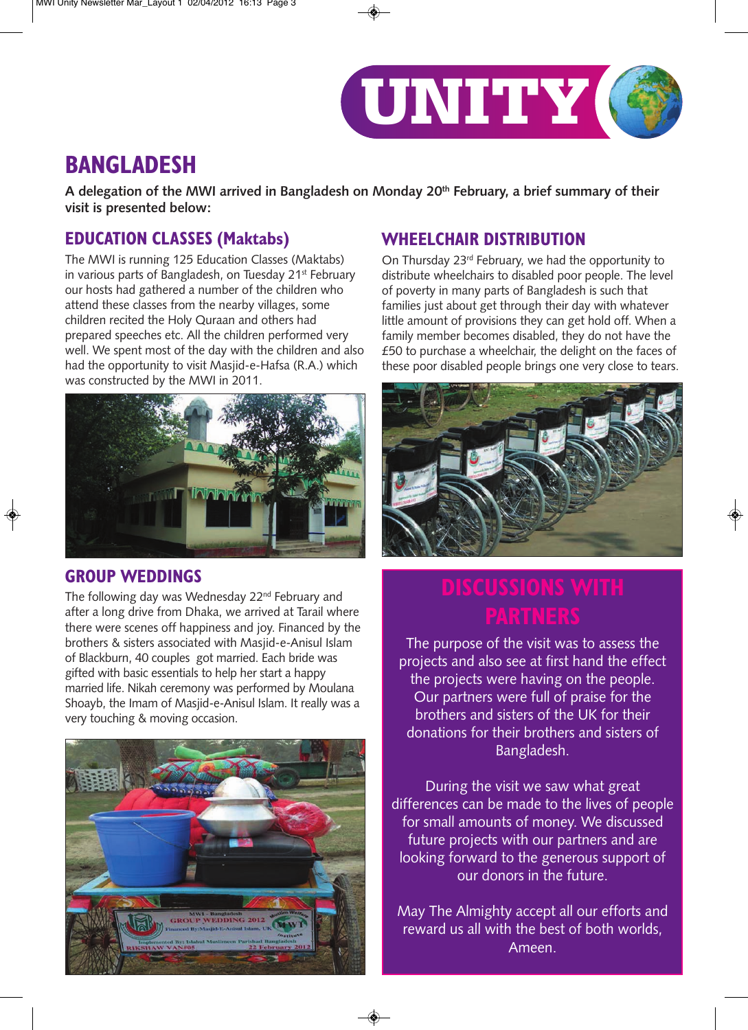# BANGLADESH

**A delegation of the MWI arrived in Bangladesh on Monday 20th February, a brief summary of their visit is presented below:**

## EDUCATION CLASSES (Maktabs)

The MWI is running 125 Education Classes (Maktabs) in various parts of Bangladesh, on Tuesday 21st February our hosts had gathered a number of the children who attend these classes from the nearby villages, some children recited the Holy Quraan and others had prepared speeches etc. All the children performed very well. We spent most of the day with the children and also had the opportunity to visit Masjid-e-Hafsa (R.A.) which was constructed by the MWI in 2011.

## GROUP WEDDINGS

The following day was Wednesday 22nd February and after a long drive from Dhaka, we arrived at Tarail where there were scenes off happiness and joy. Financed by the brothers & sisters associated with Masjid-e-Anisul Islam of Blackburn, 40 couples got married. Each bride was gifted with basic essentials to help her start a happy married life. Nikah ceremony was performed by Moulana Shoayb, the Imam of Masjid-e-Anisul Islam. It really was a very touching & moving occasion.

## WHEELCHAIR DISTRIBUTION

On Thursday 23rd February, we had the opportunity to distribute wheelchairs to disabled poor people. The level of poverty in many parts of Bangladesh is such that families just about get through their day with whatever little amount of provisions they can get hold off. When a family member becomes disabled, they do not have the £50 to purchase a wheelchair, the delight on the faces of these poor disabled people brings one very close to tears.

## DISCUSSIONS WITH PARTNERS

The purpose of the visit was to assess the projects and also see at first hand the effect the projects were having on the people. Our partners were full of praise for the brothers and sisters of the UK for their donations for their brothers and sisters of Bangladesh.

During the visit we saw what great differences can be made to the lives of people for small amounts of money. We discussed future projects with our partners and are looking forward to the generous support of our donors in the future.

May The Almighty accept all our efforts and reward us all with the best of both worlds, Ameen.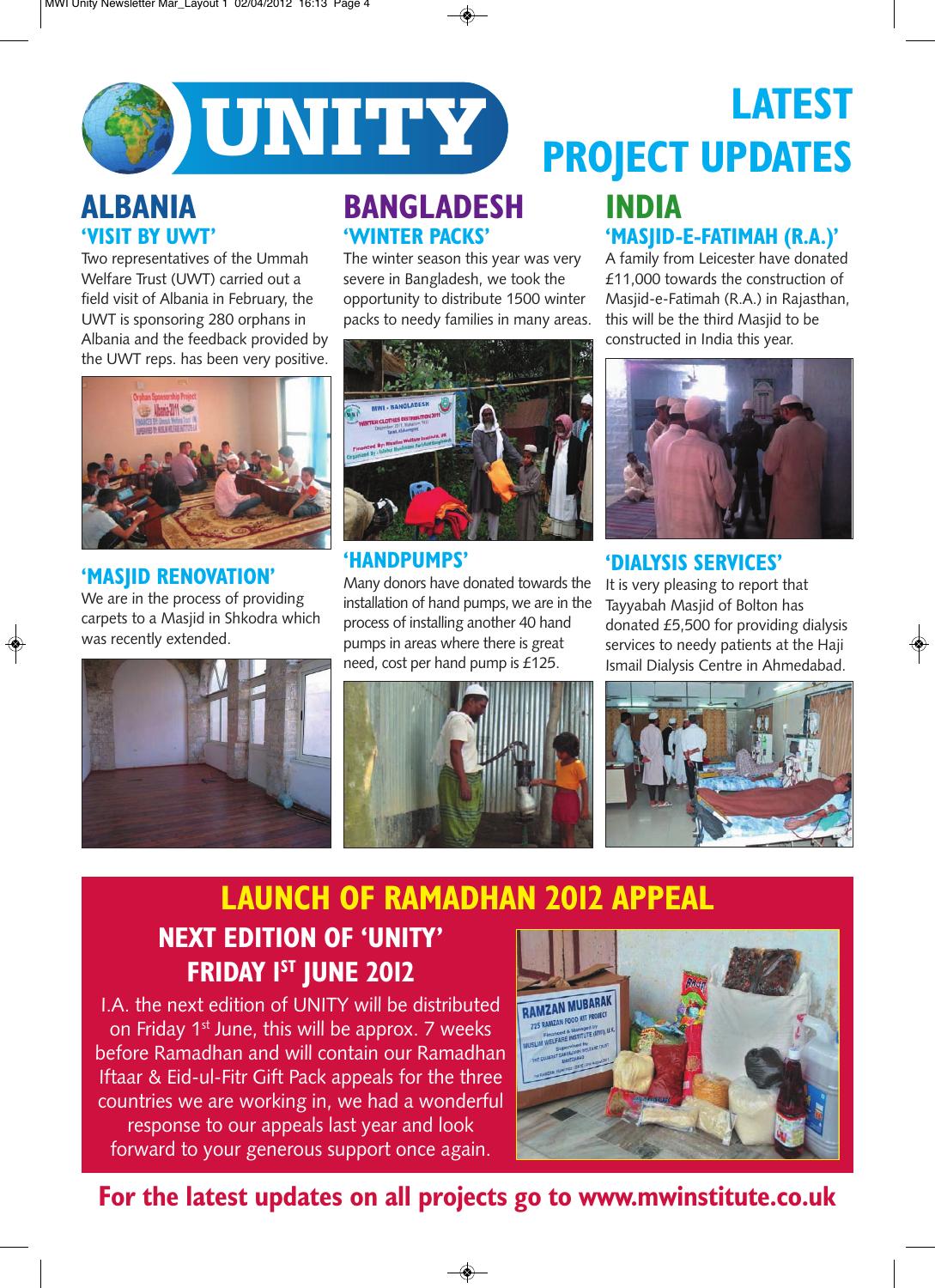# UNITY

# LATEST PROJECT UPDATES

## ALBANIA

### 'VISIT BY UWT'

Two representatives of the Ummah Welfare Trust (UWT) carried out a field visit of Albania in February, the UWT is sponsoring 280 orphans in Albania and the feedback provided by the UWT reps. has been very positive.

### 'MASJID RENOVATION'

We are in the process of providing carpets to a Masjid in Shkodra which was recently extended.

## BANGLADESH

### 'WINTER PACKS'

The winter season this year was very severe in Bangladesh, we took the opportunity to distribute 1500 winter packs to needy families in many areas.

### 'HANDPUMPS'

Many donors have donated towards the installation of hand pumps, we are in the process of installing another 40 hand pumps in areas where there is great need, cost per hand pump is £125.

## INDIA

### 'MASJID-E-FATIMAH (R.A.)'

A family from Leicester have donated £11,000 towards the construction of Masjid-e-Fatimah (R.A.) in Rajasthan, this will be the third Masjid to be constructed in India this year.

### 'DIALYSIS SERVICES'

It is very pleasing to report that Tayyabah Masjid of Bolton has donated £5,500 for providing dialysis services to needy patients at the Haji Ismail Dialysis Centre in Ahmedabad.

## LAUNCH OF RAMADHAN 2012 APPEAL

### NEXT EDITION OF 'UNITY' FRIDAY 1ST JUNE 2012

I.A. the next edition of UNITY will be distributed on Friday 1st June, this will be approx. 7 weeks before Ramadhan and will contain our Ramadhan Iftaar & Eid-ul-Fitr Gift Pack appeals for the three countries we are working in, we had a wonderful response to our appeals last year and look forward to your generous support once again.

**For the latest updates on all projects go to www.mwinstitute.co.uk**